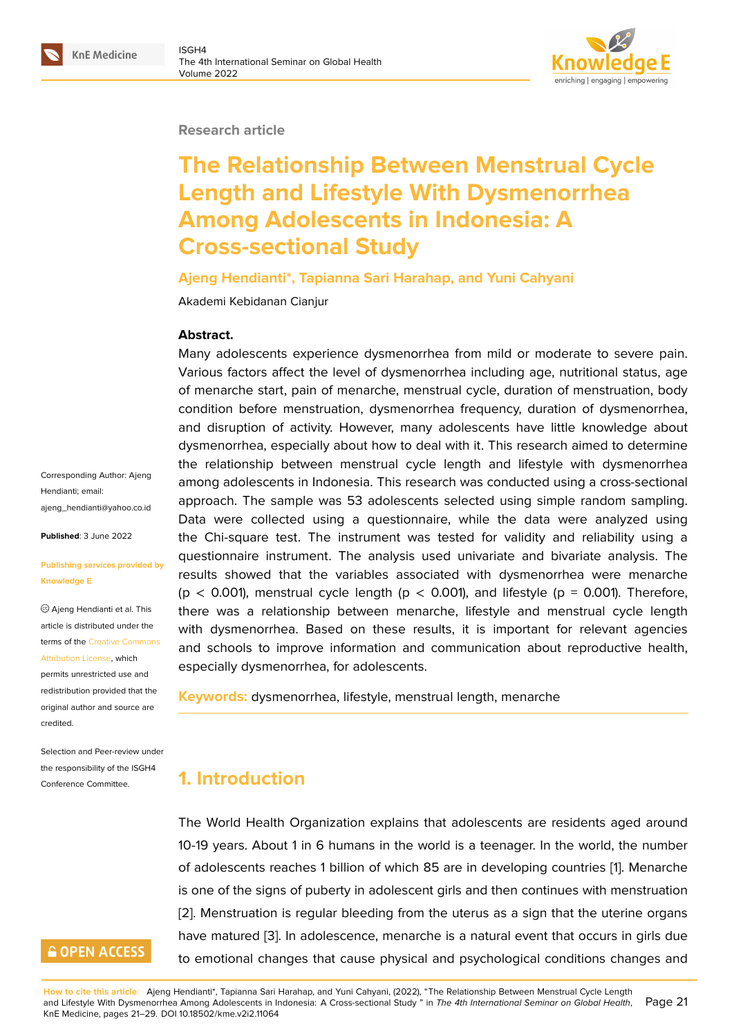Research article

# The Relationship Between Menstrual Cycle Length and Lifestyle With Dysmenorrhea Among Adolescents in Indonesia: A Cross-sectional Study

**Ajeng Hendianti*, Tapianna Sari Harahap, and Yuni Cahyani**

Akademi Kebidanan Cianjur

**Abstract.**

Many adolescents experience dysmenorrhea from mild or moderate to severe pain. Various factors affect the level of dysmenorrhea including age, nutritional status, age of menarche start, pain of menarche, menstrual cycle, duration of menstruation, body condition before menstruation, dysmenorrhea frequency, duration of dysmenorrhea, and disruption of activity. However, many adolescents have little knowledge about dysmenorrhea, especially about how to deal with it. This research aimed to determine the relationship between menstrual cycle length and lifestyle with dysmenorrhea among adolescents in Indonesia. This research was conducted using a cross-sectional approach. The sample was 53 adolescents selected using simple random sampling. Data were collected using a questionnaire, while the data were analyzed using the Chi-square test. The instrument was tested for validity and reliability using a questionnaire instrument. The analysis used univariate and bivariate analysis. The results showed that the variables associated with dysmenorrhea were menarche ($p < 0.001$), menstrual cycle length ($p < 0.001$), and lifestyle ($p = 0.001$). Therefore, there was a relationship between menarche, lifestyle and menstrual cycle length with dysmenorrhea. Based on these results, it is important for relevant agencies and schools to improve information and communication about reproductive health, especially dysmenorrhea, for adolescents.

**Keywords:** dysmenorrhea, lifestyle, menstrual length, menarche

Corresponding Author: Ajeng Hendianti; email: ajeng_hendianti@yahoo.co.id

**Published**: 3 June 2022

**Publishing services provided by Knowledge E**

© Ajeng Hendianti et al. This article is distributed under the terms of the Creative Commons Attribution License, which permits unrestricted use and redistribution provided that the original author and source are credited.

Selection and Peer-review under the responsibility of the ISGH4 Conference Committee.

## 1. Introduction

The World Health Organization explains that adolescents are residents aged around 10-19 years. About 1 in 6 humans in the world is a teenager. In the world, the number of adolescents reaches 1 billion of which 85 are in developing countries [1]. Menarche is one of the signs of puberty in adolescent girls and then continues with menstruation [2]. Menstruation is regular bleeding from the uterus as a sign that the uterine organs have matured [3]. In adolescence, menarche is a natural event that occurs in girls due to emotional changes that cause physical and psychological conditions changes and

**How to cite this article**: Ajeng Hendianti*, Tapianna Sari Harahap, and Yuni Cahyani, (2022), "The Relationship Between Menstrual Cycle Length and Lifestyle With Dysmenorrhea Among Adolescents in Indonesia: A Cross-sectional Study " in *The 4th International Seminar on Global Health*, KnE Medicine, pages 21–29. DOI 10.18502/kme.v2i2.11064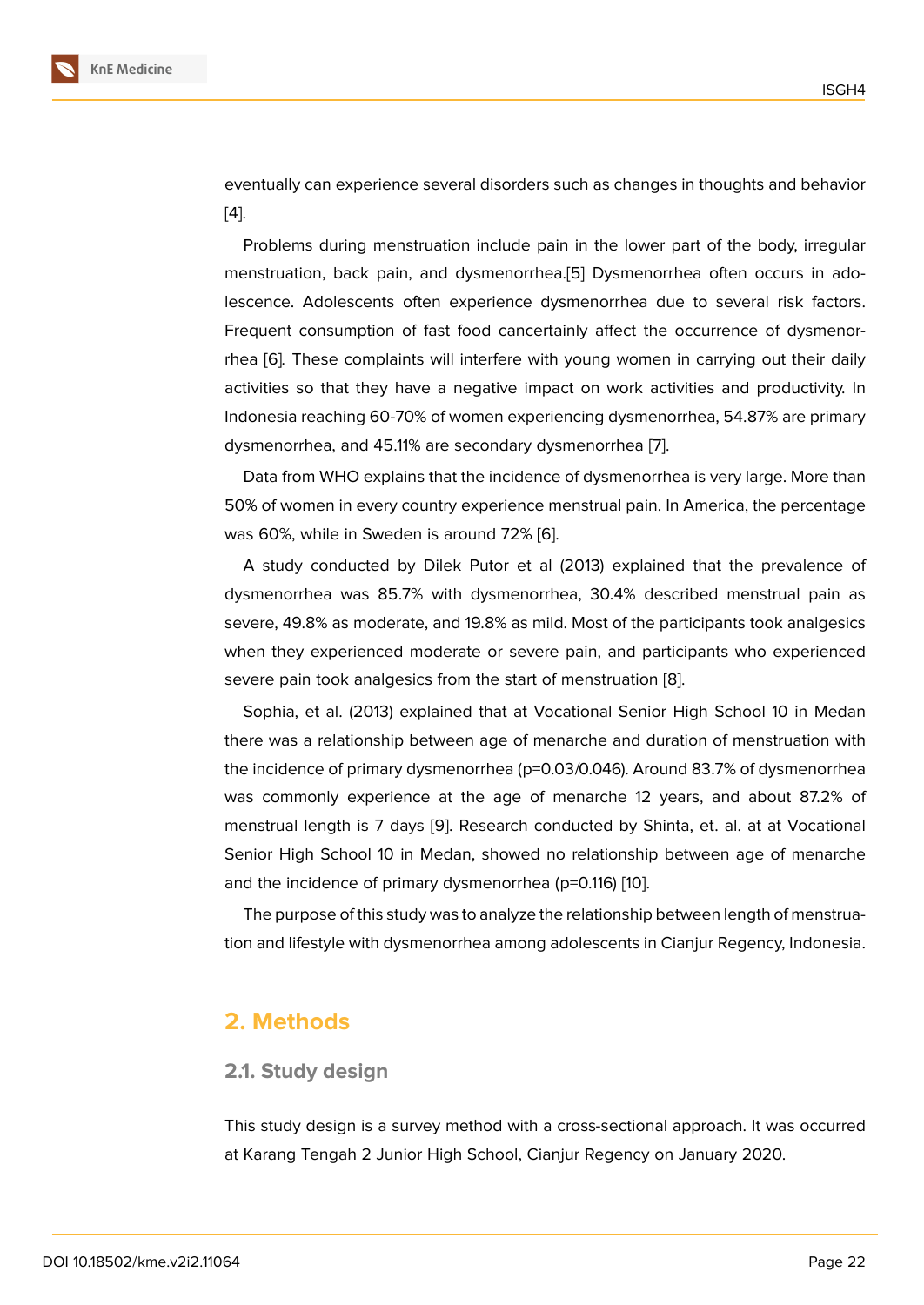eventually can experience several disorders such as changes in thoughts and behavior [4].

Problems during menstruation include pain in the lower part of the body, irregular menstruation, back pain, and dysmenorrhea.[5] Dysmenorrhea often occurs in adolescence. Adolescents often experience dysmenorrhea due to several risk factors. Frequent consumption of fast food cancertainly affect the occurrence of dysmenorrhea [6]. These complaints will interfere with young women in carrying out their daily activities so that they have a negative impact on work activities and productivity. In Indonesia reaching 60-70% of women experiencing dysmenorrhea, 54.87% are primary dysmenorrhea, and 45.11% are secondary dysmenorrhea [7].

Data from WHO explains that the incidence of dysmenorrhea is very large. More than 50% of women in every country experience menstrual pain. In America, the percentage was 60%, while in Sweden is around 72% [6].

A study conducted by Dilek Putor et al (2013) explained that the prevalence of dysmenorrhea was 85.7% with dysmenorrhea, 30.4% described menstrual pain as severe, 49.8% as moderate, and 19.8% as mild. Most of the participants took analgesics when they experienced moderate or severe pain, and participants who experienced severe pain took analgesics from the start of menstruation [8].

Sophia, et al. (2013) explained that at Vocational Senior High School 10 in Medan there was a relationship between age of menarche and duration of menstruation with the incidence of primary dysmenorrhea ($p=0.03/0.046$). Around 83.7% of dysmenorrhea was commonly experience at the age of menarche 12 years, and about 87.2% of menstrual length is 7 days [9]. Research conducted by Shinta, et. al. at at Vocational Senior High School 10 in Medan, showed no relationship between age of menarche and the incidence of primary dysmenorrhea ($p=0.116$) [10].

The purpose of this study was to analyze the relationship between length of menstruation and lifestyle with dysmenorrhea among adolescents in Cianjur Regency, Indonesia.

## 2. Methods

### 2.1. Study design

This study design is a survey method with a cross-sectional approach. It was occurred at Karang Tengah 2 Junior High School, Cianjur Regency on January 2020.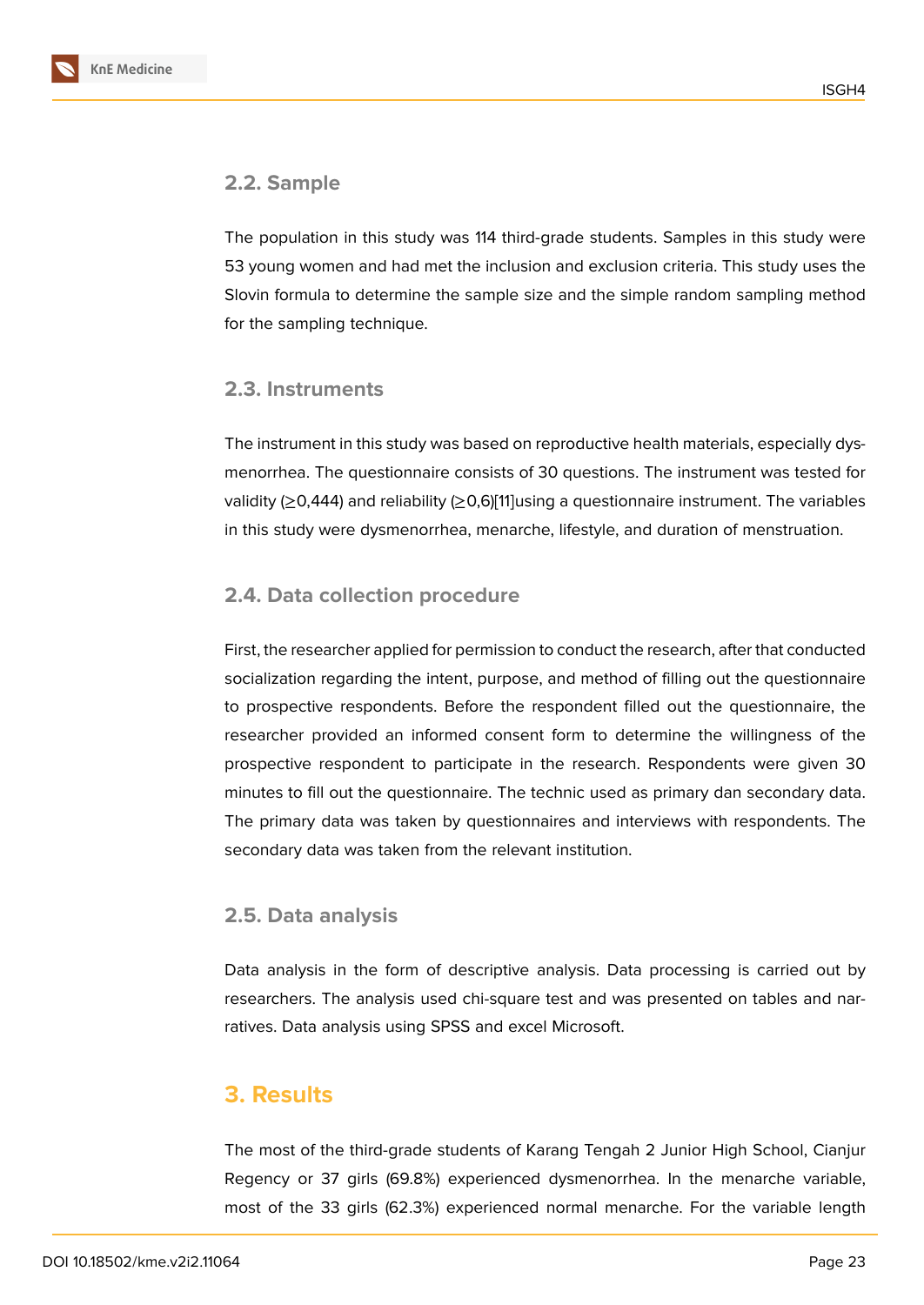### 2.2. Sample

The population in this study was 114 third-grade students. Samples in this study were 53 young women and had met the inclusion and exclusion criteria. This study uses the Slovin formula to determine the sample size and the simple random sampling method for the sampling technique.

### 2.3. Instruments

The instrument in this study was based on reproductive health materials, especially dysmenorrhea. The questionnaire consists of 30 questions. The instrument was tested for validity (≥0,444) and reliability (≥0,6)[11]using a questionnaire instrument. The variables in this study were dysmenorrhea, menarche, lifestyle, and duration of menstruation.

### 2.4. Data collection procedure

First, the researcher applied for permission to conduct the research, after that conducted socialization regarding the intent, purpose, and method of filling out the questionnaire to prospective respondents. Before the respondent filled out the questionnaire, the researcher provided an informed consent form to determine the willingness of the prospective respondent to participate in the research. Respondents were given 30 minutes to fill out the questionnaire. The technic used as primary dan secondary data. The primary data was taken by questionnaires and interviews with respondents. The secondary data was taken from the relevant institution.

### 2.5. Data analysis

Data analysis in the form of descriptive analysis. Data processing is carried out by researchers. The analysis used chi-square test and was presented on tables and narratives. Data analysis using SPSS and excel Microsoft.

## 3. Results

The most of the third-grade students of Karang Tengah 2 Junior High School, Cianjur Regency or 37 girls (69.8%) experienced dysmenorrhea. In the menarche variable, most of the 33 girls (62.3%) experienced normal menarche. For the variable length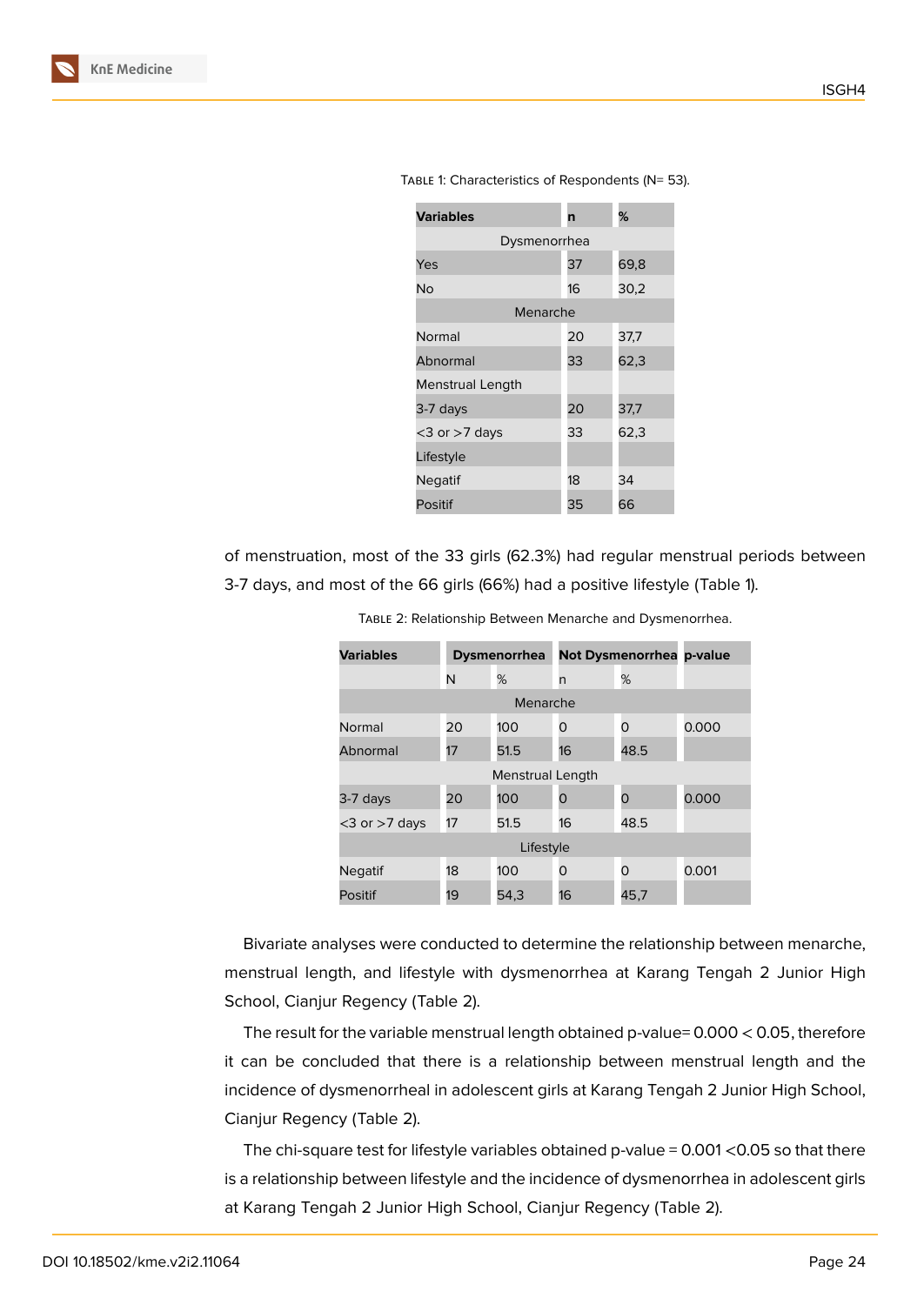Table 1: Characteristics of Respondents (N= 53).

| Variables | n | % |
|---|---|---|
| Dysmenorrhea | | |
| Yes | 37 | 69,8 |
| No | 16 | 30,2 |
| Menarche | | |
| Normal | 20 | 37,7 |
| Abnormal | 33 | 62,3 |
| Menstrual Length | | |
| 3-7 days | 20 | 37,7 |
| <3 or >7 days | 33 | 62,3 |
| Lifestyle | | |
| Negatif | 18 | 34 |
| Positif | 35 | 66 |

of menstruation, most of the 33 girls (62.3%) had regular menstrual periods between 3-7 days, and most of the 66 girls (66%) had a positive lifestyle (Table 1).

Table 2: Relationship Between Menarche and Dysmenorrhea.

| Variables | Dysmenorrhea | | Not Dysmenorrhea | | p-value |
|---|---|---|---|---|---|
| | N | % | n | % | |
| Menarche | | | | | |
| Normal | 20 | 100 | 0 | 0 | 0.000 |
| Abnormal | 17 | 51.5 | 16 | 48.5 | |
| Menstrual Length | | | | | |
| 3-7 days | 20 | 100 | 0 | 0 | 0.000 |
| <3 or >7 days | 17 | 51.5 | 16 | 48.5 | |
| Lifestyle | | | | | |
| Negatif | 18 | 100 | 0 | 0 | 0.001 |
| Positif | 19 | 54,3 | 16 | 45,7 | |

Bivariate analyses were conducted to determine the relationship between menarche, menstrual length, and lifestyle with dysmenorrhea at Karang Tengah 2 Junior High School, Cianjur Regency (Table 2).

The result for the variable menstrual length obtained p-value= 0.000 < 0.05, therefore it can be concluded that there is a relationship between menstrual length and the incidence of dysmenorrheal in adolescent girls at Karang Tengah 2 Junior High School, Cianjur Regency (Table 2).

The chi-square test for lifestyle variables obtained p-value = 0.001 <0.05 so that there is a relationship between lifestyle and the incidence of dysmenorrhea in adolescent girls at Karang Tengah 2 Junior High School, Cianjur Regency (Table 2).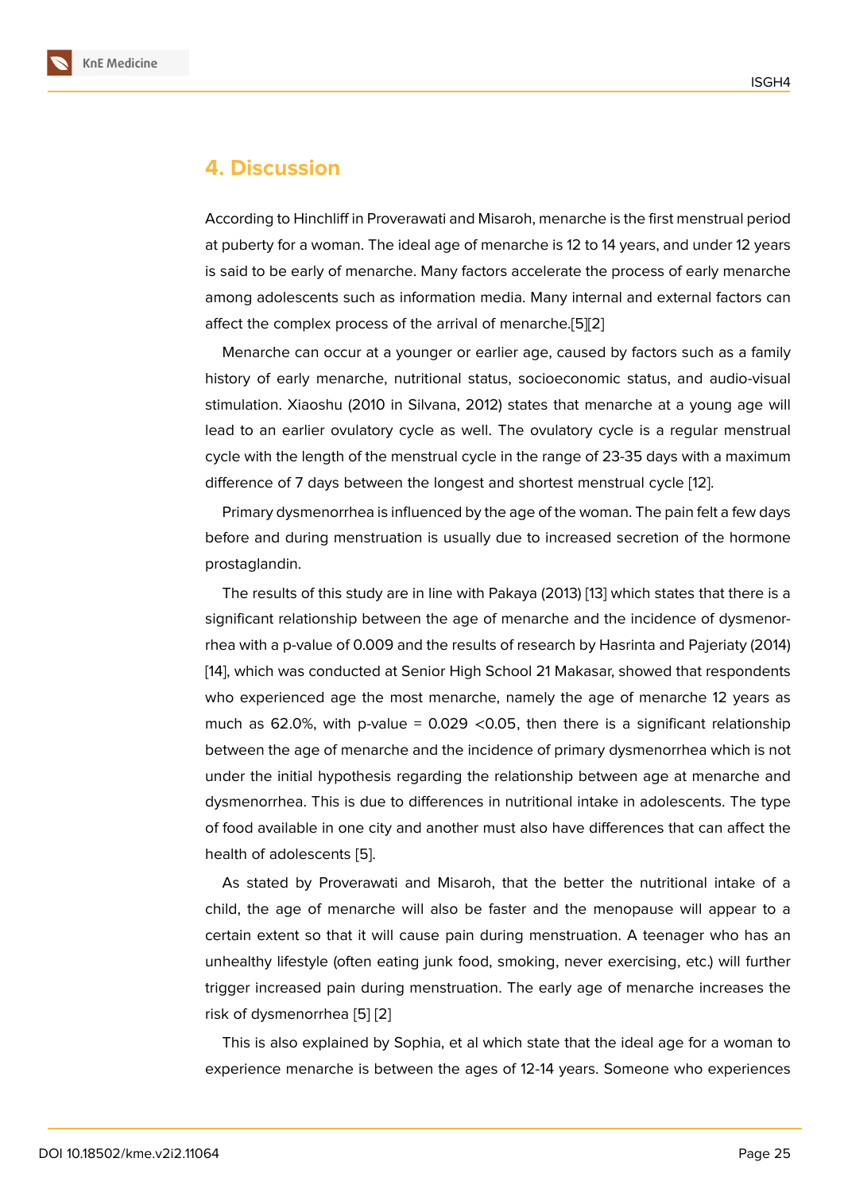## 4. Discussion

According to Hinchliff in Proverawati and Misaroh, menarche is the first menstrual period at puberty for a woman. The ideal age of menarche is 12 to 14 years, and under 12 years is said to be early of menarche. Many factors accelerate the process of early menarche among adolescents such as information media. Many internal and external factors can affect the complex process of the arrival of menarche.[5][2]

Menarche can occur at a younger or earlier age, caused by factors such as a family history of early menarche, nutritional status, socioeconomic status, and audio-visual stimulation. Xiaoshu (2010 in Silvana, 2012) states that menarche at a young age will lead to an earlier ovulatory cycle as well. The ovulatory cycle is a regular menstrual cycle with the length of the menstrual cycle in the range of 23-35 days with a maximum difference of 7 days between the longest and shortest menstrual cycle [12].

Primary dysmenorrhea is influenced by the age of the woman. The pain felt a few days before and during menstruation is usually due to increased secretion of the hormone prostaglandin.

The results of this study are in line with Pakaya (2013) [13] which states that there is a significant relationship between the age of menarche and the incidence of dysmenorrhea with a p-value of 0.009 and the results of research by Hasrinta and Pajeriaty (2014) [14], which was conducted at Senior High School 21 Makasar, showed that respondents who experienced age the most menarche, namely the age of menarche 12 years as much as 62.0%, with p-value = 0.029 <0.05, then there is a significant relationship between the age of menarche and the incidence of primary dysmenorrhea which is not under the initial hypothesis regarding the relationship between age at menarche and dysmenorrhea. This is due to differences in nutritional intake in adolescents. The type of food available in one city and another must also have differences that can affect the health of adolescents [5].

As stated by Proverawati and Misaroh, that the better the nutritional intake of a child, the age of menarche will also be faster and the menopause will appear to a certain extent so that it will cause pain during menstruation. A teenager who has an unhealthy lifestyle (often eating junk food, smoking, never exercising, etc.) will further trigger increased pain during menstruation. The early age of menarche increases the risk of dysmenorrhea [5] [2]

This is also explained by Sophia, et al which state that the ideal age for a woman to experience menarche is between the ages of 12-14 years. Someone who experiences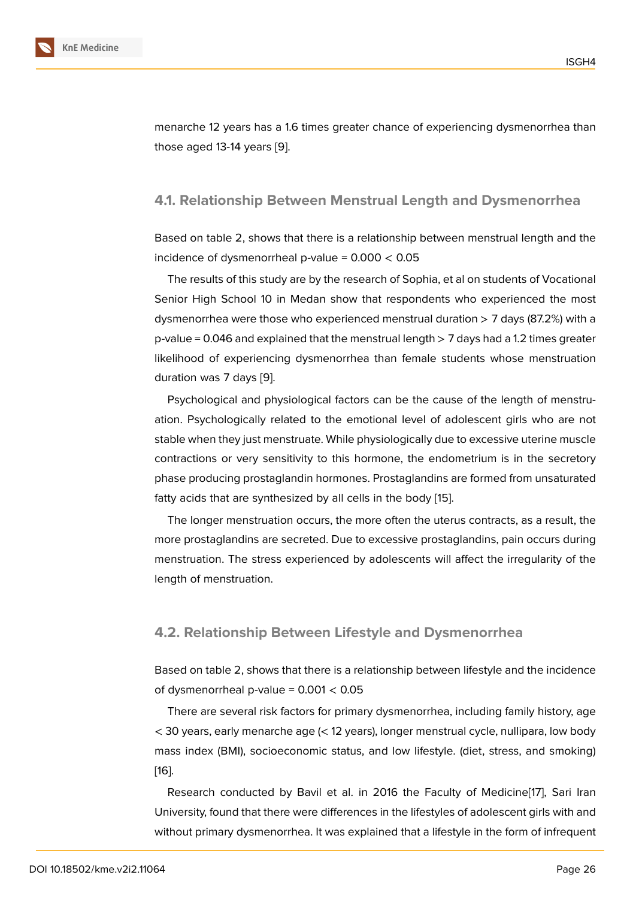menarche 12 years has a 1.6 times greater chance of experiencing dysmenorrhea than those aged 13-14 years [9].

### 4.1. Relationship Between Menstrual Length and Dysmenorrhea

Based on table 2, shows that there is a relationship between menstrual length and the incidence of dysmenorrheal p-value = 0.000 < 0.05

The results of this study are by the research of Sophia, et al on students of Vocational Senior High School 10 in Medan show that respondents who experienced the most dysmenorrhea were those who experienced menstrual duration > 7 days (87.2%) with a p-value = 0.046 and explained that the menstrual length > 7 days had a 1.2 times greater likelihood of experiencing dysmenorrhea than female students whose menstruation duration was 7 days [9].

Psychological and physiological factors can be the cause of the length of menstruation. Psychologically related to the emotional level of adolescent girls who are not stable when they just menstruate. While physiologically due to excessive uterine muscle contractions or very sensitivity to this hormone, the endometrium is in the secretory phase producing prostaglandin hormones. Prostaglandins are formed from unsaturated fatty acids that are synthesized by all cells in the body [15].

The longer menstruation occurs, the more often the uterus contracts, as a result, the more prostaglandins are secreted. Due to excessive prostaglandins, pain occurs during menstruation. The stress experienced by adolescents will affect the irregularity of the length of menstruation.

### 4.2. Relationship Between Lifestyle and Dysmenorrhea

Based on table 2, shows that there is a relationship between lifestyle and the incidence of dysmenorrheal p-value = 0.001 < 0.05

There are several risk factors for primary dysmenorrhea, including family history, age < 30 years, early menarche age (< 12 years), longer menstrual cycle, nullipara, low body mass index (BMI), socioeconomic status, and low lifestyle. (diet, stress, and smoking) [16].

Research conducted by Bavil et al. in 2016 the Faculty of Medicine[17], Sari Iran University, found that there were differences in the lifestyles of adolescent girls with and without primary dysmenorrhea. It was explained that a lifestyle in the form of infrequent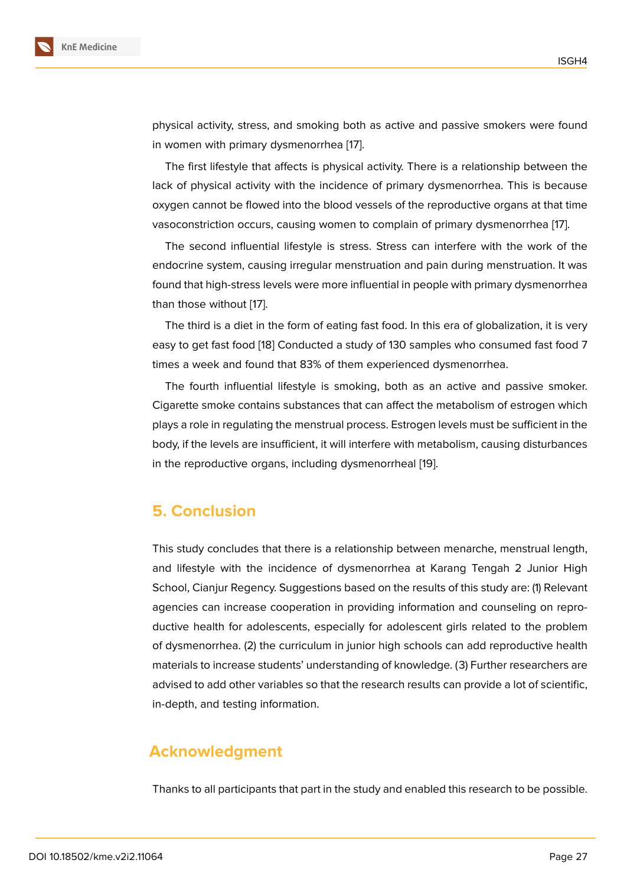physical activity, stress, and smoking both as active and passive smokers were found in women with primary dysmenorrhea [17].

The first lifestyle that affects is physical activity. There is a relationship between the lack of physical activity with the incidence of primary dysmenorrhea. This is because oxygen cannot be flowed into the blood vessels of the reproductive organs at that time vasoconstriction occurs, causing women to complain of primary dysmenorrhea [17].

The second influential lifestyle is stress. Stress can interfere with the work of the endocrine system, causing irregular menstruation and pain during menstruation. It was found that high-stress levels were more influential in people with primary dysmenorrhea than those without [17].

The third is a diet in the form of eating fast food. In this era of globalization, it is very easy to get fast food [18] Conducted a study of 130 samples who consumed fast food 7 times a week and found that 83% of them experienced dysmenorrhea.

The fourth influential lifestyle is smoking, both as an active and passive smoker. Cigarette smoke contains substances that can affect the metabolism of estrogen which plays a role in regulating the menstrual process. Estrogen levels must be sufficient in the body, if the levels are insufficient, it will interfere with metabolism, causing disturbances in the reproductive organs, including dysmenorrheal [19].

## 5. Conclusion

This study concludes that there is a relationship between menarche, menstrual length, and lifestyle with the incidence of dysmenorrhea at Karang Tengah 2 Junior High School, Cianjur Regency. Suggestions based on the results of this study are: (1) Relevant agencies can increase cooperation in providing information and counseling on reproductive health for adolescents, especially for adolescent girls related to the problem of dysmenorrhea. (2) the curriculum in junior high schools can add reproductive health materials to increase students' understanding of knowledge. (3) Further researchers are advised to add other variables so that the research results can provide a lot of scientific, in-depth, and testing information.

## Acknowledgment

Thanks to all participants that part in the study and enabled this research to be possible.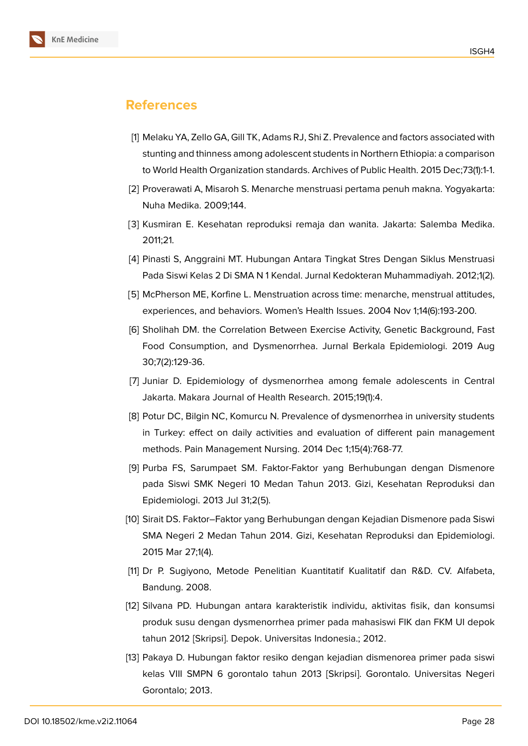## References

[1] Melaku YA, Zello GA, Gill TK, Adams RJ, Shi Z. Prevalence and factors associated with stunting and thinness among adolescent students in Northern Ethiopia: a comparison to World Health Organization standards. Archives of Public Health. 2015 Dec;73(1):1-1.

[2] Proverawati A, Misaroh S. Menarche menstruasi pertama penuh makna. Yogyakarta: Nuha Medika. 2009;144.

[3] Kusmiran E. Kesehatan reproduksi remaja dan wanita. Jakarta: Salemba Medika. 2011;21.

[4] Pinasti S, Anggraini MT. Hubungan Antara Tingkat Stres Dengan Siklus Menstruasi Pada Siswi Kelas 2 Di SMA N 1 Kendal. Jurnal Kedokteran Muhammadiyah. 2012;1(2).

[5] McPherson ME, Korfine L. Menstruation across time: menarche, menstrual attitudes, experiences, and behaviors. Women's Health Issues. 2004 Nov 1;14(6):193-200.

[6] Sholihah DM. the Correlation Between Exercise Activity, Genetic Background, Fast Food Consumption, and Dysmenorrhea. Jurnal Berkala Epidemiologi. 2019 Aug 30;7(2):129-36.

[7] Juniar D. Epidemiology of dysmenorrhea among female adolescents in Central Jakarta. Makara Journal of Health Research. 2015;19(1):4.

[8] Potur DC, Bilgin NC, Komurcu N. Prevalence of dysmenorrhea in university students in Turkey: effect on daily activities and evaluation of different pain management methods. Pain Management Nursing. 2014 Dec 1;15(4):768-77.

[9] Purba FS, Sarumpaet SM. Faktor-Faktor yang Berhubungan dengan Dismenore pada Siswi SMK Negeri 10 Medan Tahun 2013. Gizi, Kesehatan Reproduksi dan Epidemiologi. 2013 Jul 31;2(5).

[10] Sirait DS. Faktor–Faktor yang Berhubungan dengan Kejadian Dismenore pada Siswi SMA Negeri 2 Medan Tahun 2014. Gizi, Kesehatan Reproduksi dan Epidemiologi. 2015 Mar 27;1(4).

[11] Dr P. Sugiyono, Metode Penelitian Kuantitatif Kualitatif dan R&D. CV. Alfabeta, Bandung. 2008.

[12] Silvana PD. Hubungan antara karakteristik individu, aktivitas fisik, dan konsumsi produk susu dengan dysmenorrhea primer pada mahasiswi FIK dan FKM UI depok tahun 2012 [Skripsi]. Depok. Universitas Indonesia.; 2012.

[13] Pakaya D. Hubungan faktor resiko dengan kejadian dismenorea primer pada siswi kelas VIII SMPN 6 gorontalo tahun 2013 [Skripsi]. Gorontalo. Universitas Negeri Gorontalo; 2013.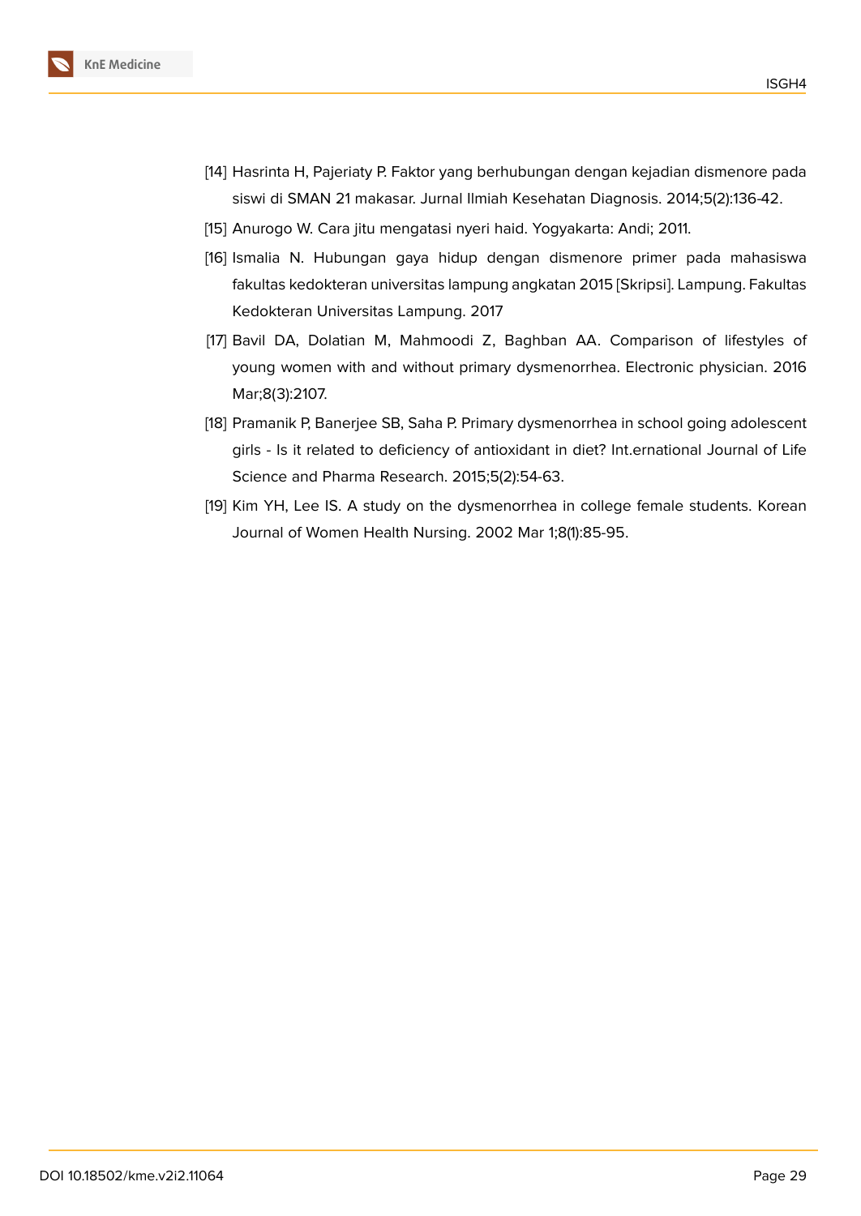[14] Hasrinta H, Pajeriaty P. Faktor yang berhubungan dengan kejadian dismenore pada siswi di SMAN 21 makasar. Jurnal Ilmiah Kesehatan Diagnosis. 2014;5(2):136-42.

[15] Anurogo W. Cara jitu mengatasi nyeri haid. Yogyakarta: Andi; 2011.

[16] Ismalia N. Hubungan gaya hidup dengan dismenore primer pada mahasiswa fakultas kedokteran universitas lampung angkatan 2015 [Skripsi]. Lampung. Fakultas Kedokteran Universitas Lampung. 2017

[17] Bavil DA, Dolatian M, Mahmoodi Z, Baghban AA. Comparison of lifestyles of young women with and without primary dysmenorrhea. Electronic physician. 2016 Mar;8(3):2107.

[18] Pramanik P, Banerjee SB, Saha P. Primary dysmenorrhea in school going adolescent girls - Is it related to deficiency of antioxidant in diet? Int.ernational Journal of Life Science and Pharma Research. 2015;5(2):54-63.

[19] Kim YH, Lee IS. A study on the dysmenorrhea in college female students. Korean Journal of Women Health Nursing. 2002 Mar 1;8(1):85-95.